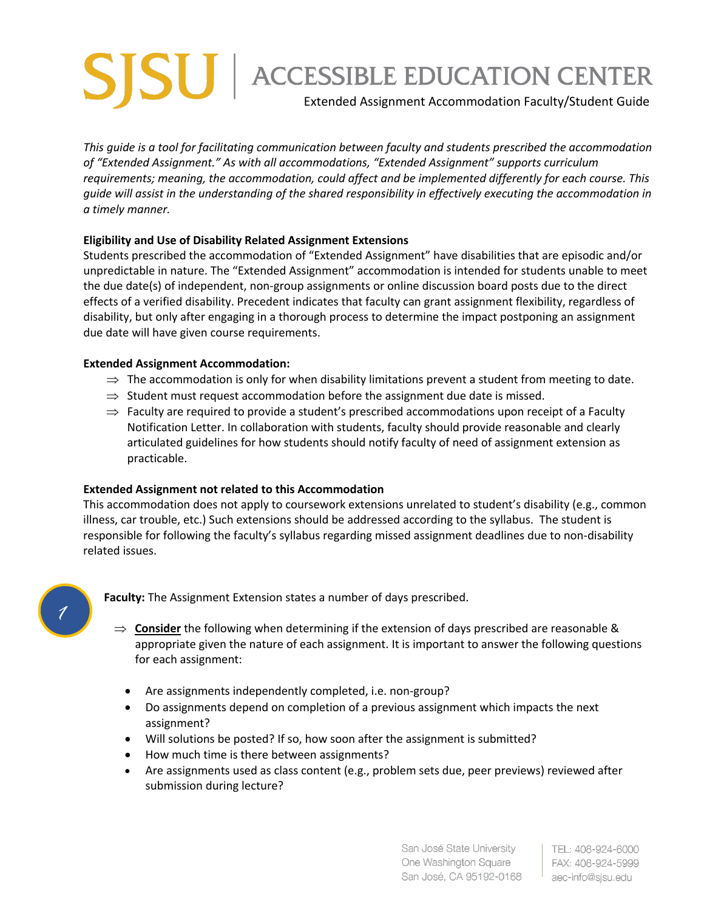# SJSU | ACCESSIBLE EDUCATION CENTER

Extended Assignment Accommodation Faculty/Student Guide

*This guide is a tool for facilitating communication between faculty and students prescribed the accommodation of "Extended Assignment." As with all accommodations, "Extended Assignment" supports curriculum requirements; meaning, the accommodation, could affect and be implemented differently for each course. This guide will assist in the understanding of the shared responsibility in effectively executing the accommodation in a timely manner.*

**Eligibility and Use of Disability Related Assignment Extensions**

Students prescribed the accommodation of "Extended Assignment" have disabilities that are episodic and/or unpredictable in nature. The "Extended Assignment" accommodation is intended for students unable to meet the due date(s) of independent, non-group assignments or online discussion board posts due to the direct effects of a verified disability. Precedent indicates that faculty can grant assignment flexibility, regardless of disability, but only after engaging in a thorough process to determine the impact postponing an assignment due date will have given course requirements.

**Extended Assignment Accommodation:**

- ⇒ The accommodation is only for when disability limitations prevent a student from meeting to date.
- ⇒ Student must request accommodation before the assignment due date is missed.
- ⇒ Faculty are required to provide a student's prescribed accommodations upon receipt of a Faculty Notification Letter. In collaboration with students, faculty should provide reasonable and clearly articulated guidelines for how students should notify faculty of need of assignment extension as practicable.

**Extended Assignment not related to this Accommodation**

This accommodation does not apply to coursework extensions unrelated to student's disability (e.g., common illness, car trouble, etc.) Such extensions should be addressed according to the syllabus. The student is responsible for following the faculty's syllabus regarding missed assignment deadlines due to non-disability related issues.

1

**Faculty:** The Assignment Extension states a number of days prescribed.

⇒ **Consider** the following when determining if the extension of days prescribed are reasonable & appropriate given the nature of each assignment. It is important to answer the following questions for each assignment:

- Are assignments independently completed, i.e. non-group?
- Do assignments depend on completion of a previous assignment which impacts the next assignment?
- Will solutions be posted? If so, how soon after the assignment is submitted?
- How much time is there between assignments?
- Are assignments used as class content (e.g., problem sets due, peer previews) reviewed after submission during lecture?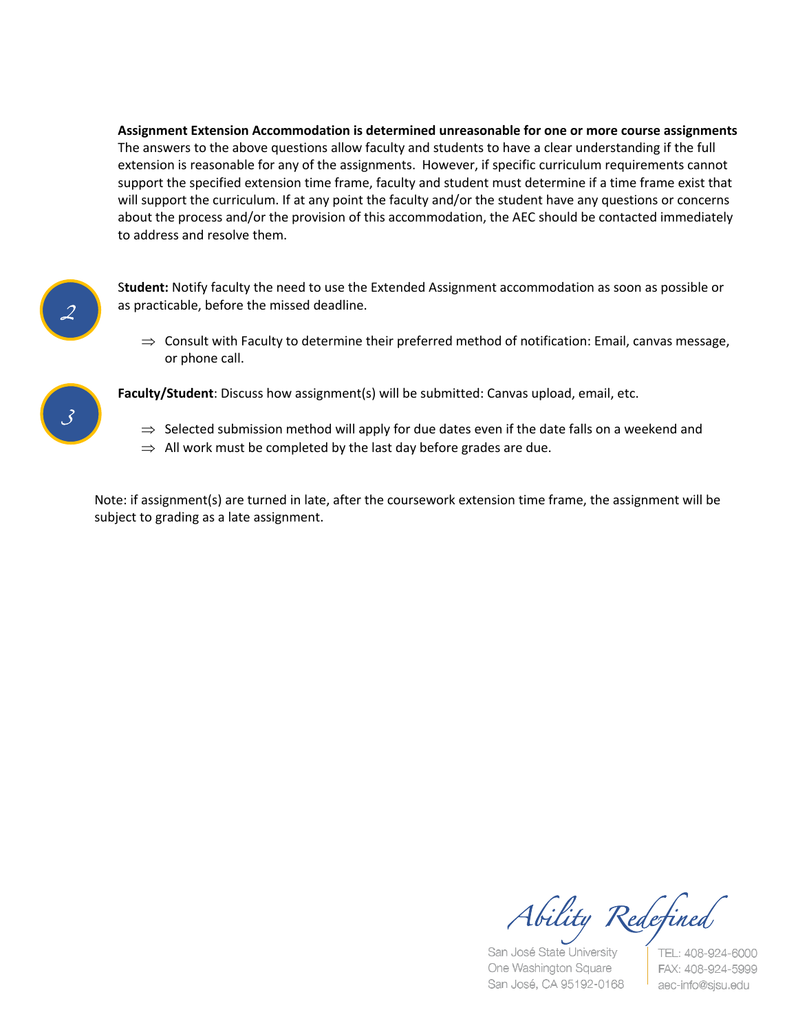**Assignment Extension Accommodation is determined unreasonable for one or more course assignments**
The answers to the above questions allow faculty and students to have a clear understanding if the full extension is reasonable for any of the assignments. However, if specific curriculum requirements cannot support the specified extension time frame, faculty and student must determine if a time frame exist that will support the curriculum. If at any point the faculty and/or the student have any questions or concerns about the process and/or the provision of this accommodation, the AEC should be contacted immediately to address and resolve them.

2

**Student:** Notify faculty the need to use the Extended Assignment accommodation as soon as possible or as practicable, before the missed deadline.

⇒ Consult with Faculty to determine their preferred method of notification: Email, canvas message, or phone call.

3

**Faculty/Student**: Discuss how assignment(s) will be submitted: Canvas upload, email, etc.

⇒ Selected submission method will apply for due dates even if the date falls on a weekend and
⇒ All work must be completed by the last day before grades are due.

Note: if assignment(s) are turned in late, after the coursework extension time frame, the assignment will be subject to grading as a late assignment.

*Ability Redefined*

San José State University
One Washington Square
San José, CA 95192-0168

TEL: 408-924-6000
FAX: 408-924-5999
aec-info@sjsu.edu